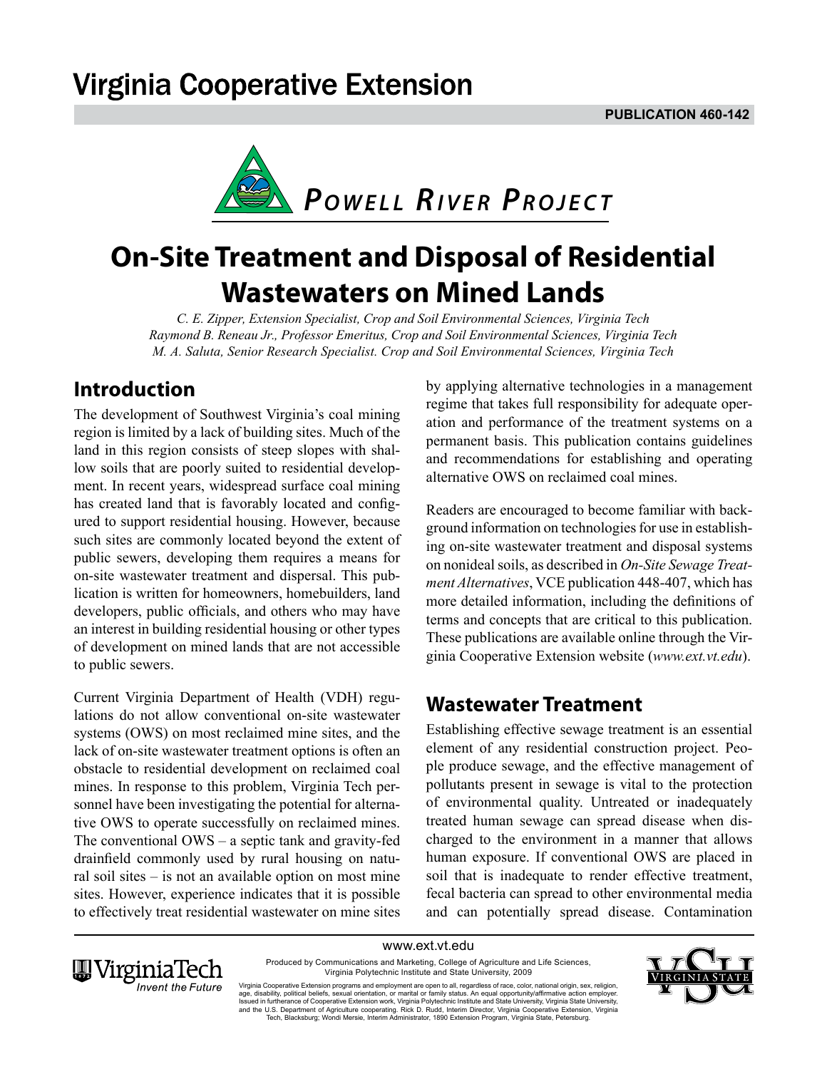# Virginia Cooperative Extension

**PUBLICATION 460-142**

***Powell River Project***

# On-Site Treatment and Disposal of Residential Wastewaters on Mined Lands

*C. E. Zipper, Extension Specialist, Crop and Soil Environmental Sciences, Virginia Tech*
*Raymond B. Reneau Jr., Professor Emeritus, Crop and Soil Environmental Sciences, Virginia Tech*
*M. A. Saluta, Senior Research Specialist. Crop and Soil Environmental Sciences, Virginia Tech*

## Introduction

The development of Southwest Virginia's coal mining region is limited by a lack of building sites. Much of the land in this region consists of steep slopes with shallow soils that are poorly suited to residential development. In recent years, widespread surface coal mining has created land that is favorably located and configured to support residential housing. However, because such sites are commonly located beyond the extent of public sewers, developing them requires a means for on-site wastewater treatment and dispersal. This publication is written for homeowners, homebuilders, land developers, public officials, and others who may have an interest in building residential housing or other types of development on mined lands that are not accessible to public sewers.

Current Virginia Department of Health (VDH) regulations do not allow conventional on-site wastewater systems (OWS) on most reclaimed mine sites, and the lack of on-site wastewater treatment options is often an obstacle to residential development on reclaimed coal mines. In response to this problem, Virginia Tech personnel have been investigating the potential for alternative OWS to operate successfully on reclaimed mines. The conventional OWS – a septic tank and gravity-fed drainfield commonly used by rural housing on natural soil sites – is not an available option on most mine sites. However, experience indicates that it is possible to effectively treat residential wastewater on mine sites by applying alternative technologies in a management regime that takes full responsibility for adequate operation and performance of the treatment systems on a permanent basis. This publication contains guidelines and recommendations for establishing and operating alternative OWS on reclaimed coal mines.

Readers are encouraged to become familiar with background information on technologies for use in establishing on-site wastewater treatment and disposal systems on nonideal soils, as described in *On-Site Sewage Treatment Alternatives*, VCE publication 448-407, which has more detailed information, including the definitions of terms and concepts that are critical to this publication. These publications are available online through the Virginia Cooperative Extension website (*www.ext.vt.edu*).

## Wastewater Treatment

Establishing effective sewage treatment is an essential element of any residential construction project. People produce sewage, and the effective management of pollutants present in sewage is vital to the protection of environmental quality. Untreated or inadequately treated human sewage can spread disease when discharged to the environment in a manner that allows human exposure. If conventional OWS are placed in soil that is inadequate to render effective treatment, fecal bacteria can spread to other environmental media and can potentially spread disease. Contamination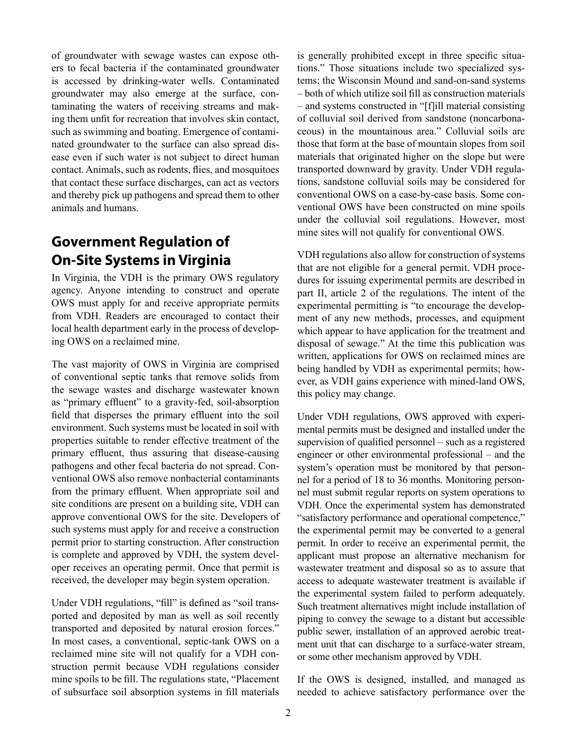of groundwater with sewage wastes can expose others to fecal bacteria if the contaminated groundwater is accessed by drinking-water wells. Contaminated groundwater may also emerge at the surface, contaminating the waters of receiving streams and making them unfit for recreation that involves skin contact, such as swimming and boating. Emergence of contaminated groundwater to the surface can also spread disease even if such water is not subject to direct human contact. Animals, such as rodents, flies, and mosquitoes that contact these surface discharges, can act as vectors and thereby pick up pathogens and spread them to other animals and humans.

## Government Regulation of On-Site Systems in Virginia

In Virginia, the VDH is the primary OWS regulatory agency. Anyone intending to construct and operate OWS must apply for and receive appropriate permits from VDH. Readers are encouraged to contact their local health department early in the process of developing OWS on a reclaimed mine.

The vast majority of OWS in Virginia are comprised of conventional septic tanks that remove solids from the sewage wastes and discharge wastewater known as "primary effluent" to a gravity-fed, soil-absorption field that disperses the primary effluent into the soil environment. Such systems must be located in soil with properties suitable to render effective treatment of the primary effluent, thus assuring that disease-causing pathogens and other fecal bacteria do not spread. Conventional OWS also remove nonbacterial contaminants from the primary effluent. When appropriate soil and site conditions are present on a building site, VDH can approve conventional OWS for the site. Developers of such systems must apply for and receive a construction permit prior to starting construction. After construction is complete and approved by VDH, the system developer receives an operating permit. Once that permit is received, the developer may begin system operation.

Under VDH regulations, "fill" is defined as "soil transported and deposited by man as well as soil recently transported and deposited by natural erosion forces." In most cases, a conventional, septic-tank OWS on a reclaimed mine site will not qualify for a VDH construction permit because VDH regulations consider mine spoils to be fill. The regulations state, "Placement of subsurface soil absorption systems in fill materials is generally prohibited except in three specific situations." Those situations include two specialized systems: the Wisconsin Mound and sand-on-sand systems – both of which utilize soil fill as construction materials – and systems constructed in "[f]ill material consisting of colluvial soil derived from sandstone (noncarbonaceous) in the mountainous area." Colluvial soils are those that form at the base of mountain slopes from soil materials that originated higher on the slope but were transported downward by gravity. Under VDH regulations, sandstone colluvial soils may be considered for conventional OWS on a case-by-case basis. Some conventional OWS have been constructed on mine spoils under the colluvial soil regulations. However, most mine sites will not qualify for conventional OWS.

VDH regulations also allow for construction of systems that are not eligible for a general permit. VDH procedures for issuing experimental permits are described in part II, article 2 of the regulations. The intent of the experimental permitting is "to encourage the development of any new methods, processes, and equipment which appear to have application for the treatment and disposal of sewage." At the time this publication was written, applications for OWS on reclaimed mines are being handled by VDH as experimental permits; however, as VDH gains experience with mined-land OWS, this policy may change.

Under VDH regulations, OWS approved with experimental permits must be designed and installed under the supervision of qualified personnel – such as a registered engineer or other environmental professional – and the system's operation must be monitored by that personnel for a period of 18 to 36 months. Monitoring personnel must submit regular reports on system operations to VDH. Once the experimental system has demonstrated "satisfactory performance and operational competence," the experimental permit may be converted to a general permit. In order to receive an experimental permit, the applicant must propose an alternative mechanism for wastewater treatment and disposal so as to assure that access to adequate wastewater treatment is available if the experimental system failed to perform adequately. Such treatment alternatives might include installation of piping to convey the sewage to a distant but accessible public sewer, installation of an approved aerobic treatment unit that can discharge to a surface-water stream, or some other mechanism approved by VDH.

If the OWS is designed, installed, and managed as needed to achieve satisfactory performance over the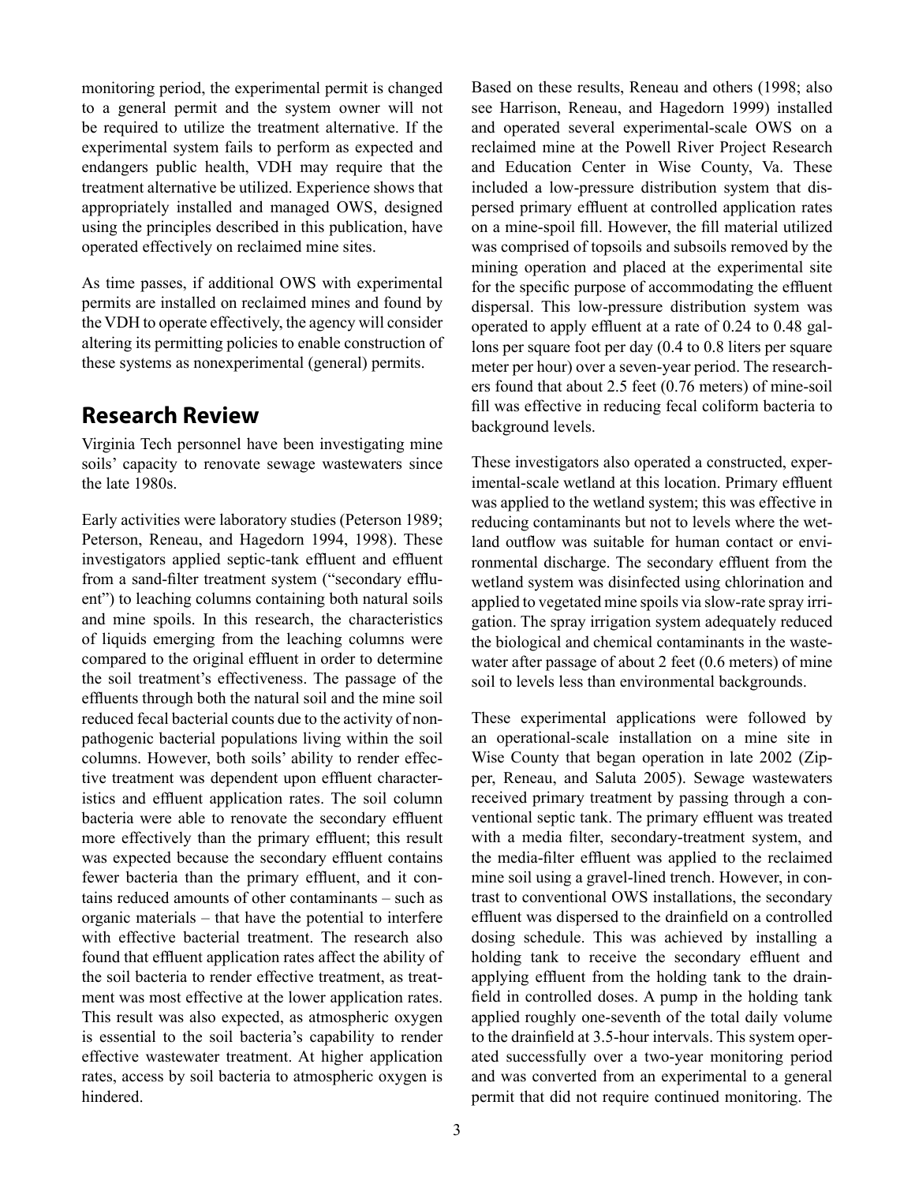monitoring period, the experimental permit is changed to a general permit and the system owner will not be required to utilize the treatment alternative. If the experimental system fails to perform as expected and endangers public health, VDH may require that the treatment alternative be utilized. Experience shows that appropriately installed and managed OWS, designed using the principles described in this publication, have operated effectively on reclaimed mine sites.

As time passes, if additional OWS with experimental permits are installed on reclaimed mines and found by the VDH to operate effectively, the agency will consider altering its permitting policies to enable construction of these systems as nonexperimental (general) permits.

## Research Review

Virginia Tech personnel have been investigating mine soils' capacity to renovate sewage wastewaters since the late 1980s.

Early activities were laboratory studies (Peterson 1989; Peterson, Reneau, and Hagedorn 1994, 1998). These investigators applied septic-tank effluent and effluent from a sand-filter treatment system ("secondary effluent") to leaching columns containing both natural soils and mine spoils. In this research, the characteristics of liquids emerging from the leaching columns were compared to the original effluent in order to determine the soil treatment's effectiveness. The passage of the effluents through both the natural soil and the mine soil reduced fecal bacterial counts due to the activity of nonpathogenic bacterial populations living within the soil columns. However, both soils' ability to render effective treatment was dependent upon effluent characteristics and effluent application rates. The soil column bacteria were able to renovate the secondary effluent more effectively than the primary effluent; this result was expected because the secondary effluent contains fewer bacteria than the primary effluent, and it contains reduced amounts of other contaminants – such as organic materials – that have the potential to interfere with effective bacterial treatment. The research also found that effluent application rates affect the ability of the soil bacteria to render effective treatment, as treatment was most effective at the lower application rates. This result was also expected, as atmospheric oxygen is essential to the soil bacteria's capability to render effective wastewater treatment. At higher application rates, access by soil bacteria to atmospheric oxygen is hindered.

Based on these results, Reneau and others (1998; also see Harrison, Reneau, and Hagedorn 1999) installed and operated several experimental-scale OWS on a reclaimed mine at the Powell River Project Research and Education Center in Wise County, Va. These included a low-pressure distribution system that dispersed primary effluent at controlled application rates on a mine-spoil fill. However, the fill material utilized was comprised of topsoils and subsoils removed by the mining operation and placed at the experimental site for the specific purpose of accommodating the effluent dispersal. This low-pressure distribution system was operated to apply effluent at a rate of 0.24 to 0.48 gallons per square foot per day (0.4 to 0.8 liters per square meter per hour) over a seven-year period. The researchers found that about 2.5 feet (0.76 meters) of mine-soil fill was effective in reducing fecal coliform bacteria to background levels.

These investigators also operated a constructed, experimental-scale wetland at this location. Primary effluent was applied to the wetland system; this was effective in reducing contaminants but not to levels where the wetland outflow was suitable for human contact or environmental discharge. The secondary effluent from the wetland system was disinfected using chlorination and applied to vegetated mine spoils via slow-rate spray irrigation. The spray irrigation system adequately reduced the biological and chemical contaminants in the wastewater after passage of about 2 feet (0.6 meters) of mine soil to levels less than environmental backgrounds.

These experimental applications were followed by an operational-scale installation on a mine site in Wise County that began operation in late 2002 (Zipper, Reneau, and Saluta 2005). Sewage wastewaters received primary treatment by passing through a conventional septic tank. The primary effluent was treated with a media filter, secondary-treatment system, and the media-filter effluent was applied to the reclaimed mine soil using a gravel-lined trench. However, in contrast to conventional OWS installations, the secondary effluent was dispersed to the drainfield on a controlled dosing schedule. This was achieved by installing a holding tank to receive the secondary effluent and applying effluent from the holding tank to the drainfield in controlled doses. A pump in the holding tank applied roughly one-seventh of the total daily volume to the drainfield at 3.5-hour intervals. This system operated successfully over a two-year monitoring period and was converted from an experimental to a general permit that did not require continued monitoring. The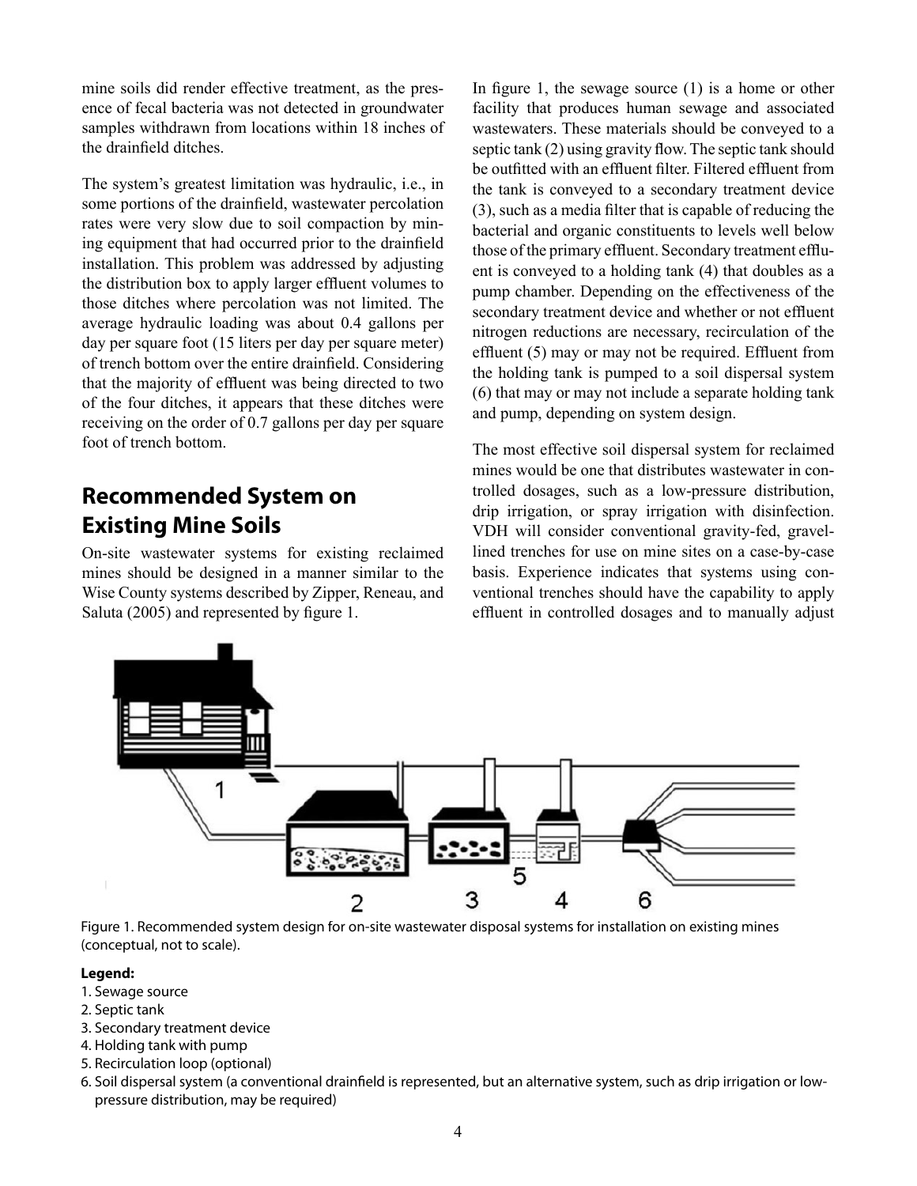mine soils did render effective treatment, as the presence of fecal bacteria was not detected in groundwater samples withdrawn from locations within 18 inches of the drainfield ditches.

The system's greatest limitation was hydraulic, i.e., in some portions of the drainfield, wastewater percolation rates were very slow due to soil compaction by mining equipment that had occurred prior to the drainfield installation. This problem was addressed by adjusting the distribution box to apply larger effluent volumes to those ditches where percolation was not limited. The average hydraulic loading was about 0.4 gallons per day per square foot (15 liters per day per square meter) of trench bottom over the entire drainfield. Considering that the majority of effluent was being directed to two of the four ditches, it appears that these ditches were receiving on the order of 0.7 gallons per day per square foot of trench bottom.

## Recommended System on Existing Mine Soils

On-site wastewater systems for existing reclaimed mines should be designed in a manner similar to the Wise County systems described by Zipper, Reneau, and Saluta (2005) and represented by figure 1.

In figure 1, the sewage source (1) is a home or other facility that produces human sewage and associated wastewaters. These materials should be conveyed to a septic tank (2) using gravity flow. The septic tank should be outfitted with an effluent filter. Filtered effluent from the tank is conveyed to a secondary treatment device (3), such as a media filter that is capable of reducing the bacterial and organic constituents to levels well below those of the primary effluent. Secondary treatment effluent is conveyed to a holding tank (4) that doubles as a pump chamber. Depending on the effectiveness of the secondary treatment device and whether or not effluent nitrogen reductions are necessary, recirculation of the effluent (5) may or may not be required. Effluent from the holding tank is pumped to a soil dispersal system (6) that may or may not include a separate holding tank and pump, depending on system design.

The most effective soil dispersal system for reclaimed mines would be one that distributes wastewater in controlled dosages, such as a low-pressure distribution, drip irrigation, or spray irrigation with disinfection. VDH will consider conventional gravity-fed, gravel-lined trenches for use on mine sites on a case-by-case basis. Experience indicates that systems using conventional trenches should have the capability to apply effluent in controlled dosages and to manually adjust

Figure 1. Recommended system design for on-site wastewater disposal systems for installation on existing mines (conceptual, not to scale).

**Legend:**

1. Sewage source
2. Septic tank
3. Secondary treatment device
4. Holding tank with pump
5. Recirculation loop (optional)
6. Soil dispersal system (a conventional drainfield is represented, but an alternative system, such as drip irrigation or low-pressure distribution, may be required)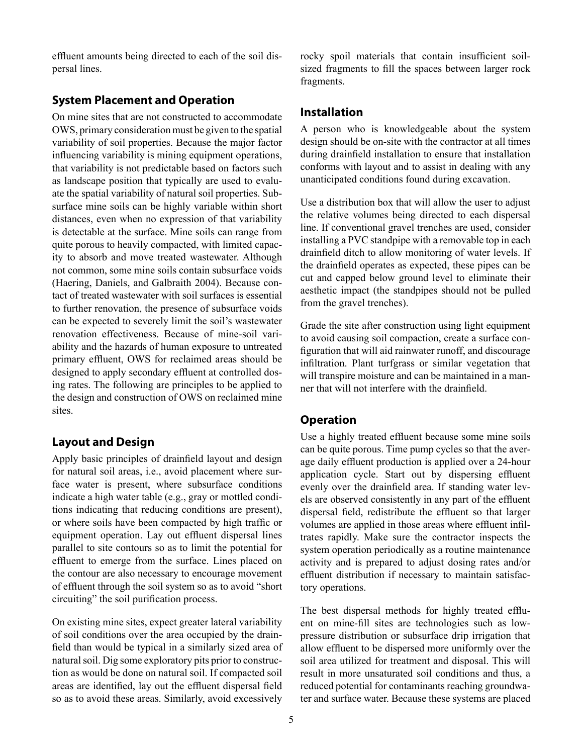effluent amounts being directed to each of the soil dispersal lines.

## System Placement and Operation

On mine sites that are not constructed to accommodate OWS, primary consideration must be given to the spatial variability of soil properties. Because the major factor influencing variability is mining equipment operations, that variability is not predictable based on factors such as landscape position that typically are used to evaluate the spatial variability of natural soil properties. Subsurface mine soils can be highly variable within short distances, even when no expression of that variability is detectable at the surface. Mine soils can range from quite porous to heavily compacted, with limited capacity to absorb and move treated wastewater. Although not common, some mine soils contain subsurface voids (Haering, Daniels, and Galbraith 2004). Because contact of treated wastewater with soil surfaces is essential to further renovation, the presence of subsurface voids can be expected to severely limit the soil's wastewater renovation effectiveness. Because of mine-soil variability and the hazards of human exposure to untreated primary effluent, OWS for reclaimed areas should be designed to apply secondary effluent at controlled dosing rates. The following are principles to be applied to the design and construction of OWS on reclaimed mine sites.

## Layout and Design

Apply basic principles of drainfield layout and design for natural soil areas, i.e., avoid placement where surface water is present, where subsurface conditions indicate a high water table (e.g., gray or mottled conditions indicating that reducing conditions are present), or where soils have been compacted by high traffic or equipment operation. Lay out effluent dispersal lines parallel to site contours so as to limit the potential for effluent to emerge from the surface. Lines placed on the contour are also necessary to encourage movement of effluent through the soil system so as to avoid "short circuiting" the soil purification process.

On existing mine sites, expect greater lateral variability of soil conditions over the area occupied by the drainfield than would be typical in a similarly sized area of natural soil. Dig some exploratory pits prior to construction as would be done on natural soil. If compacted soil areas are identified, lay out the effluent dispersal field so as to avoid these areas. Similarly, avoid excessively rocky spoil materials that contain insufficient soil-sized fragments to fill the spaces between larger rock fragments.

## Installation

A person who is knowledgeable about the system design should be on-site with the contractor at all times during drainfield installation to ensure that installation conforms with layout and to assist in dealing with any unanticipated conditions found during excavation.

Use a distribution box that will allow the user to adjust the relative volumes being directed to each dispersal line. If conventional gravel trenches are used, consider installing a PVC standpipe with a removable top in each drainfield ditch to allow monitoring of water levels. If the drainfield operates as expected, these pipes can be cut and capped below ground level to eliminate their aesthetic impact (the standpipes should not be pulled from the gravel trenches).

Grade the site after construction using light equipment to avoid causing soil compaction, create a surface configuration that will aid rainwater runoff, and discourage infiltration. Plant turfgrass or similar vegetation that will transpire moisture and can be maintained in a manner that will not interfere with the drainfield.

## Operation

Use a highly treated effluent because some mine soils can be quite porous. Time pump cycles so that the average daily effluent production is applied over a 24-hour application cycle. Start out by dispersing effluent evenly over the drainfield area. If standing water levels are observed consistently in any part of the effluent dispersal field, redistribute the effluent so that larger volumes are applied in those areas where effluent infiltrates rapidly. Make sure the contractor inspects the system operation periodically as a routine maintenance activity and is prepared to adjust dosing rates and/or effluent distribution if necessary to maintain satisfactory operations.

The best dispersal methods for highly treated effluent on mine-fill sites are technologies such as low-pressure distribution or subsurface drip irrigation that allow effluent to be dispersed more uniformly over the soil area utilized for treatment and disposal. This will result in more unsaturated soil conditions and thus, a reduced potential for contaminants reaching groundwater and surface water. Because these systems are placed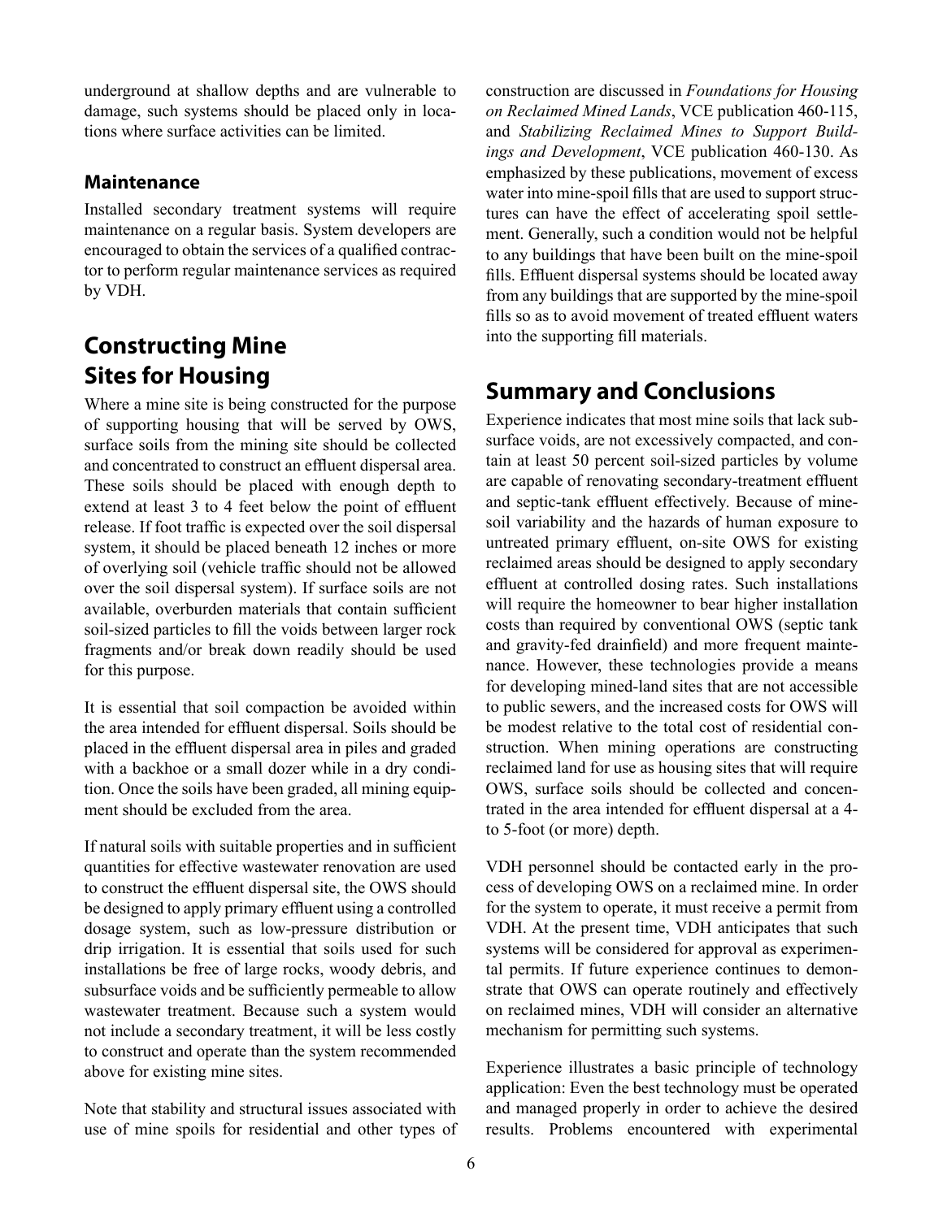underground at shallow depths and are vulnerable to damage, such systems should be placed only in locations where surface activities can be limited.

### Maintenance

Installed secondary treatment systems will require maintenance on a regular basis. System developers are encouraged to obtain the services of a qualified contractor to perform regular maintenance services as required by VDH.

## Constructing Mine Sites for Housing

Where a mine site is being constructed for the purpose of supporting housing that will be served by OWS, surface soils from the mining site should be collected and concentrated to construct an effluent dispersal area. These soils should be placed with enough depth to extend at least 3 to 4 feet below the point of effluent release. If foot traffic is expected over the soil dispersal system, it should be placed beneath 12 inches or more of overlying soil (vehicle traffic should not be allowed over the soil dispersal system). If surface soils are not available, overburden materials that contain sufficient soil-sized particles to fill the voids between larger rock fragments and/or break down readily should be used for this purpose.

It is essential that soil compaction be avoided within the area intended for effluent dispersal. Soils should be placed in the effluent dispersal area in piles and graded with a backhoe or a small dozer while in a dry condition. Once the soils have been graded, all mining equipment should be excluded from the area.

If natural soils with suitable properties and in sufficient quantities for effective wastewater renovation are used to construct the effluent dispersal site, the OWS should be designed to apply primary effluent using a controlled dosage system, such as low-pressure distribution or drip irrigation. It is essential that soils used for such installations be free of large rocks, woody debris, and subsurface voids and be sufficiently permeable to allow wastewater treatment. Because such a system would not include a secondary treatment, it will be less costly to construct and operate than the system recommended above for existing mine sites.

Note that stability and structural issues associated with use of mine spoils for residential and other types of construction are discussed in *Foundations for Housing on Reclaimed Mined Lands*, VCE publication 460-115, and *Stabilizing Reclaimed Mines to Support Buildings and Development*, VCE publication 460-130. As emphasized by these publications, movement of excess water into mine-spoil fills that are used to support structures can have the effect of accelerating spoil settlement. Generally, such a condition would not be helpful to any buildings that have been built on the mine-spoil fills. Effluent dispersal systems should be located away from any buildings that are supported by the mine-spoil fills so as to avoid movement of treated effluent waters into the supporting fill materials.

## Summary and Conclusions

Experience indicates that most mine soils that lack subsurface voids, are not excessively compacted, and contain at least 50 percent soil-sized particles by volume are capable of renovating secondary-treatment effluent and septic-tank effluent effectively. Because of mine-soil variability and the hazards of human exposure to untreated primary effluent, on-site OWS for existing reclaimed areas should be designed to apply secondary effluent at controlled dosing rates. Such installations will require the homeowner to bear higher installation costs than required by conventional OWS (septic tank and gravity-fed drainfield) and more frequent maintenance. However, these technologies provide a means for developing mined-land sites that are not accessible to public sewers, and the increased costs for OWS will be modest relative to the total cost of residential construction. When mining operations are constructing reclaimed land for use as housing sites that will require OWS, surface soils should be collected and concentrated in the area intended for effluent dispersal at a 4- to 5-foot (or more) depth.

VDH personnel should be contacted early in the process of developing OWS on a reclaimed mine. In order for the system to operate, it must receive a permit from VDH. At the present time, VDH anticipates that such systems will be considered for approval as experimental permits. If future experience continues to demonstrate that OWS can operate routinely and effectively on reclaimed mines, VDH will consider an alternative mechanism for permitting such systems.

Experience illustrates a basic principle of technology application: Even the best technology must be operated and managed properly in order to achieve the desired results. Problems encountered with experimental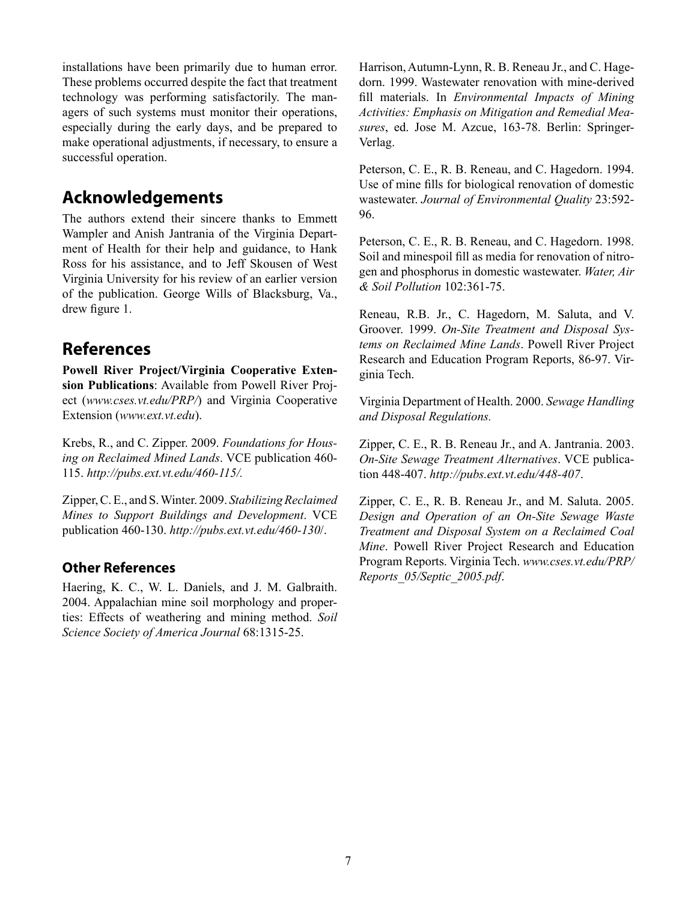installations have been primarily due to human error. These problems occurred despite the fact that treatment technology was performing satisfactorily. The managers of such systems must monitor their operations, especially during the early days, and be prepared to make operational adjustments, if necessary, to ensure a successful operation.

## Acknowledgements

The authors extend their sincere thanks to Emmett Wampler and Anish Jantrania of the Virginia Department of Health for their help and guidance, to Hank Ross for his assistance, and to Jeff Skousen of West Virginia University for his review of an earlier version of the publication. George Wills of Blacksburg, Va., drew figure 1.

## References

**Powell River Project/Virginia Cooperative Extension Publications**: Available from Powell River Project (*www.cses.vt.edu/PRP/*) and Virginia Cooperative Extension (*www.ext.vt.edu*).

Krebs, R., and C. Zipper. 2009. *Foundations for Housing on Reclaimed Mined Lands*. VCE publication 460-115. *http://pubs.ext.vt.edu/460-115/.*

Zipper, C. E., and S. Winter. 2009. *Stabilizing Reclaimed Mines to Support Buildings and Development*. VCE publication 460-130. *http://pubs.ext.vt.edu/460-130/*.

### Other References

Haering, K. C., W. L. Daniels, and J. M. Galbraith. 2004. Appalachian mine soil morphology and properties: Effects of weathering and mining method. *Soil Science Society of America Journal* 68:1315-25.

Harrison, Autumn-Lynn, R. B. Reneau Jr., and C. Hagedorn. 1999. Wastewater renovation with mine-derived fill materials. In *Environmental Impacts of Mining Activities: Emphasis on Mitigation and Remedial Measures*, ed. Jose M. Azcue, 163-78. Berlin: Springer-Verlag.

Peterson, C. E., R. B. Reneau, and C. Hagedorn. 1994. Use of mine fills for biological renovation of domestic wastewater. *Journal of Environmental Quality* 23:592-96.

Peterson, C. E., R. B. Reneau, and C. Hagedorn. 1998. Soil and minespoil fill as media for renovation of nitrogen and phosphorus in domestic wastewater. *Water, Air & Soil Pollution* 102:361-75.

Reneau, R.B. Jr., C. Hagedorn, M. Saluta, and V. Groover. 1999. *On-Site Treatment and Disposal Systems on Reclaimed Mine Lands*. Powell River Project Research and Education Program Reports, 86-97. Virginia Tech.

Virginia Department of Health. 2000. *Sewage Handling and Disposal Regulations.*

Zipper, C. E., R. B. Reneau Jr., and A. Jantrania. 2003. *On-Site Sewage Treatment Alternatives*. VCE publication 448-407. *http://pubs.ext.vt.edu/448-407*.

Zipper, C. E., R. B. Reneau Jr., and M. Saluta. 2005. *Design and Operation of an On-Site Sewage Waste Treatment and Disposal System on a Reclaimed Coal Mine*. Powell River Project Research and Education Program Reports. Virginia Tech. *www.cses.vt.edu/PRP/Reports_05/Septic_2005.pdf*.